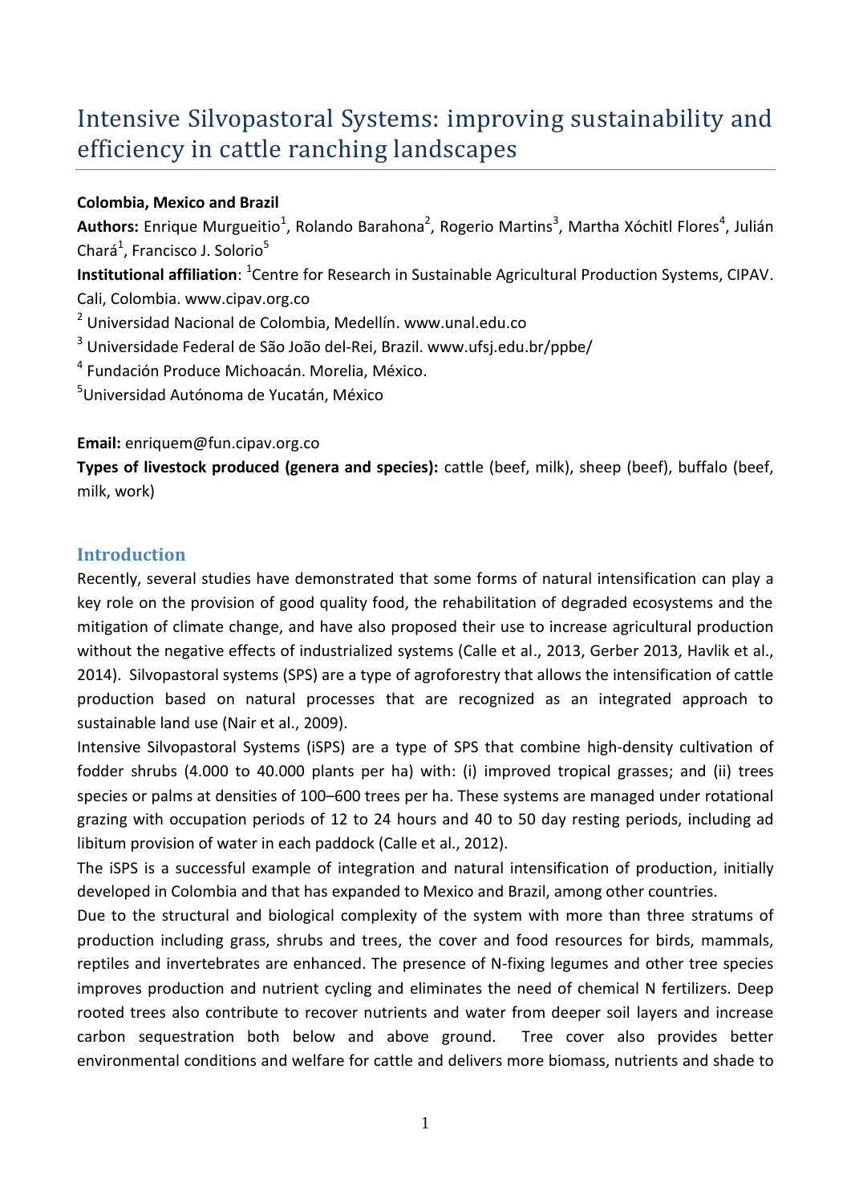# Intensive Silvopastoral Systems: improving sustainability and efficiency in cattle ranching landscapes

**Colombia, Mexico and Brazil**

**Authors:** Enrique Murgueitio[1], Rolando Barahona[2], Rogerio Martins[3], Martha Xóchitl Flores[4], Julián Chará[1], Francisco J. Solorio[5]

**Institutional affiliation**: [1]Centre for Research in Sustainable Agricultural Production Systems, CIPAV. Cali, Colombia. www.cipav.org.co

[2] Universidad Nacional de Colombia, Medellín. www.unal.edu.co

[3] Universidade Federal de São João del-Rei, Brazil. www.ufsj.edu.br/ppbe/

[4] Fundación Produce Michoacán. Morelia, México.

[5]Universidad Autónoma de Yucatán, México

**Email:** enriquem@fun.cipav.org.co

**Types of livestock produced (genera and species):** cattle (beef, milk), sheep (beef), buffalo (beef, milk, work)

## Introduction

Recently, several studies have demonstrated that some forms of natural intensification can play a key role on the provision of good quality food, the rehabilitation of degraded ecosystems and the mitigation of climate change, and have also proposed their use to increase agricultural production without the negative effects of industrialized systems (Calle et al., 2013, Gerber 2013, Havlik et al., 2014). Silvopastoral systems (SPS) are a type of agroforestry that allows the intensification of cattle production based on natural processes that are recognized as an integrated approach to sustainable land use (Nair et al., 2009).

Intensive Silvopastoral Systems (iSPS) are a type of SPS that combine high-density cultivation of fodder shrubs (4.000 to 40.000 plants per ha) with: (i) improved tropical grasses; and (ii) trees species or palms at densities of 100–600 trees per ha. These systems are managed under rotational grazing with occupation periods of 12 to 24 hours and 40 to 50 day resting periods, including ad libitum provision of water in each paddock (Calle et al., 2012).

The iSPS is a successful example of integration and natural intensification of production, initially developed in Colombia and that has expanded to Mexico and Brazil, among other countries.

Due to the structural and biological complexity of the system with more than three stratums of production including grass, shrubs and trees, the cover and food resources for birds, mammals, reptiles and invertebrates are enhanced. The presence of N-fixing legumes and other tree species improves production and nutrient cycling and eliminates the need of chemical N fertilizers. Deep rooted trees also contribute to recover nutrients and water from deeper soil layers and increase carbon sequestration both below and above ground. Tree cover also provides better environmental conditions and welfare for cattle and delivers more biomass, nutrients and shade to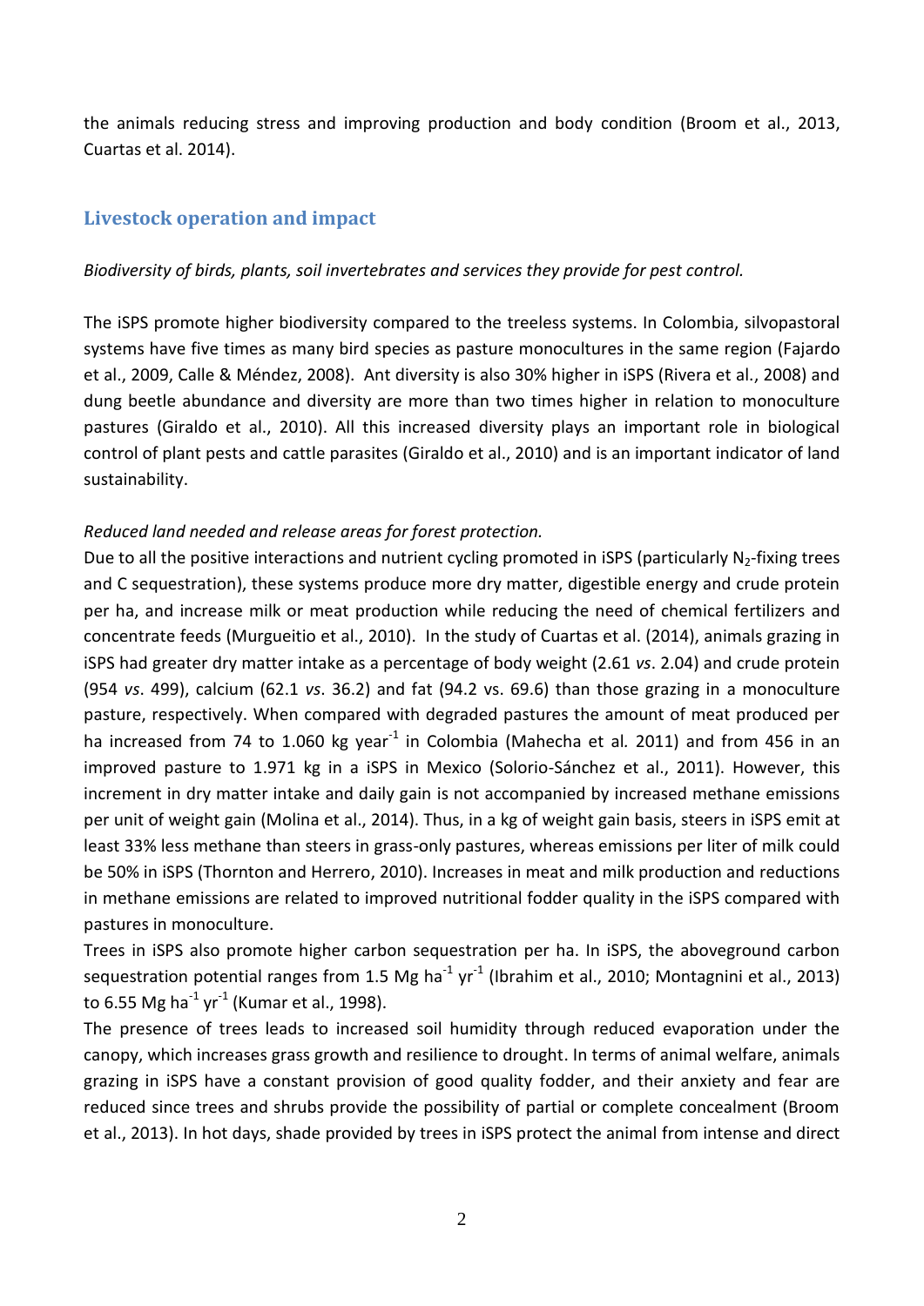the animals reducing stress and improving production and body condition (Broom et al., 2013, Cuartas et al. 2014).

## Livestock operation and impact

*Biodiversity of birds, plants, soil invertebrates and services they provide for pest control.*

The iSPS promote higher biodiversity compared to the treeless systems. In Colombia, silvopastoral systems have five times as many bird species as pasture monocultures in the same region (Fajardo et al., 2009, Calle & Méndez, 2008). Ant diversity is also 30% higher in iSPS (Rivera et al., 2008) and dung beetle abundance and diversity are more than two times higher in relation to monoculture pastures (Giraldo et al., 2010). All this increased diversity plays an important role in biological control of plant pests and cattle parasites (Giraldo et al., 2010) and is an important indicator of land sustainability.

*Reduced land needed and release areas for forest protection.*

Due to all the positive interactions and nutrient cycling promoted in iSPS (particularly $N_2$-fixing trees and C sequestration), these systems produce more dry matter, digestible energy and crude protein per ha, and increase milk or meat production while reducing the need of chemical fertilizers and concentrate feeds (Murgueitio et al., 2010). In the study of Cuartas et al. (2014), animals grazing in iSPS had greater dry matter intake as a percentage of body weight (2.61 *vs*. 2.04) and crude protein (954 *vs*. 499), calcium (62.1 *vs*. 36.2) and fat (94.2 vs. 69.6) than those grazing in a monoculture pasture, respectively. When compared with degraded pastures the amount of meat produced per ha increased from 74 to 1.060 kg year$^{-1}$ in Colombia (Mahecha et al*.* 2011) and from 456 in an improved pasture to 1.971 kg in a iSPS in Mexico (Solorio-Sánchez et al., 2011). However, this increment in dry matter intake and daily gain is not accompanied by increased methane emissions per unit of weight gain (Molina et al., 2014). Thus, in a kg of weight gain basis, steers in iSPS emit at least 33% less methane than steers in grass-only pastures, whereas emissions per liter of milk could be 50% in iSPS (Thornton and Herrero, 2010). Increases in meat and milk production and reductions in methane emissions are related to improved nutritional fodder quality in the iSPS compared with pastures in monoculture.

Trees in iSPS also promote higher carbon sequestration per ha. In iSPS, the aboveground carbon sequestration potential ranges from 1.5 Mg ha$^{-1}$ yr$^{-1}$ (Ibrahim et al., 2010; Montagnini et al., 2013) to 6.55 Mg ha$^{-1}$ yr$^{-1}$ (Kumar et al., 1998).

The presence of trees leads to increased soil humidity through reduced evaporation under the canopy, which increases grass growth and resilience to drought. In terms of animal welfare, animals grazing in iSPS have a constant provision of good quality fodder, and their anxiety and fear are reduced since trees and shrubs provide the possibility of partial or complete concealment (Broom et al., 2013). In hot days, shade provided by trees in iSPS protect the animal from intense and direct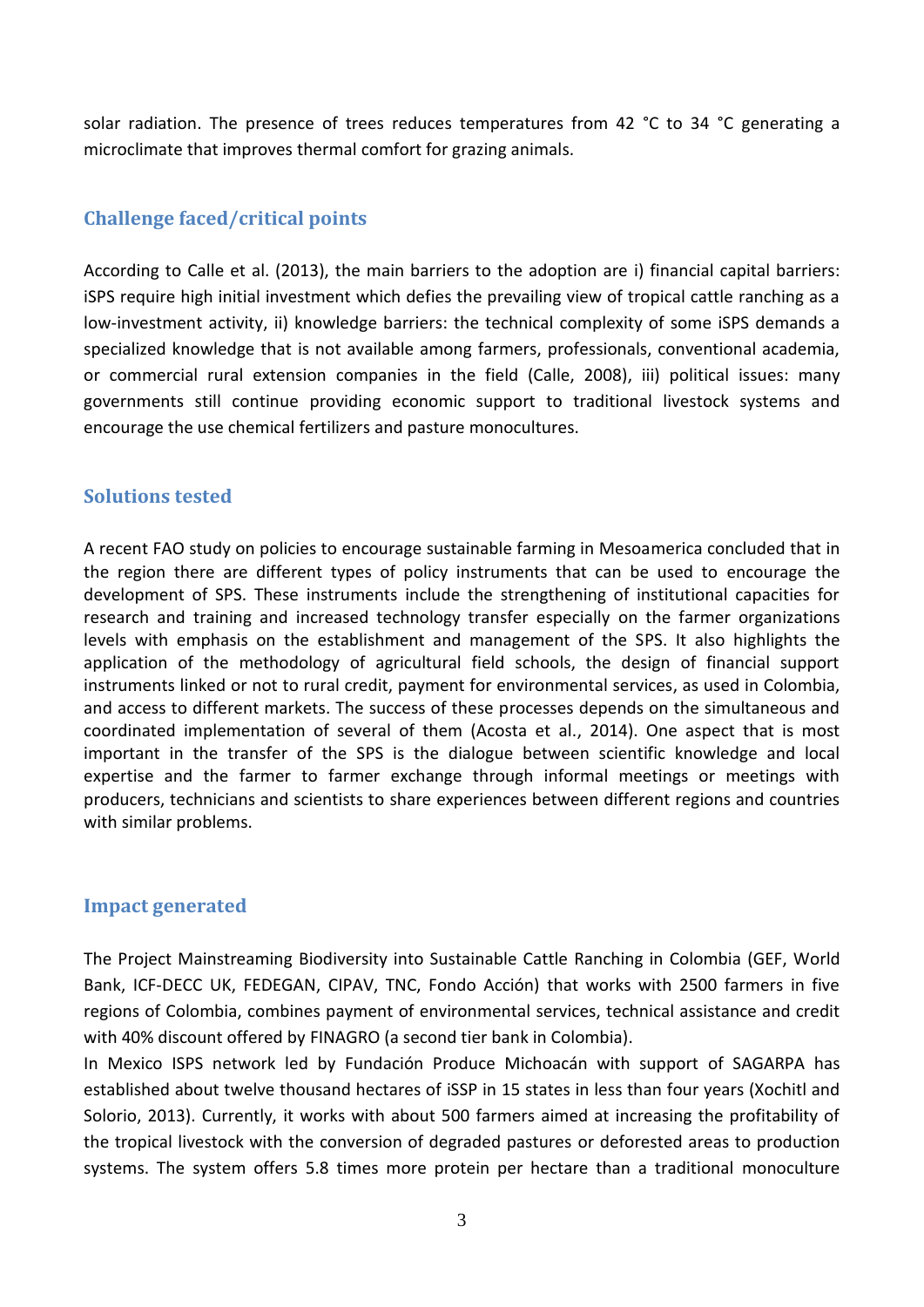solar radiation. The presence of trees reduces temperatures from 42 °C to 34 °C generating a microclimate that improves thermal comfort for grazing animals.

## Challenge faced/critical points

According to Calle et al. (2013), the main barriers to the adoption are i) financial capital barriers: iSPS require high initial investment which defies the prevailing view of tropical cattle ranching as a low-investment activity, ii) knowledge barriers: the technical complexity of some iSPS demands a specialized knowledge that is not available among farmers, professionals, conventional academia, or commercial rural extension companies in the field (Calle, 2008), iii) political issues: many governments still continue providing economic support to traditional livestock systems and encourage the use chemical fertilizers and pasture monocultures.

## Solutions tested

A recent FAO study on policies to encourage sustainable farming in Mesoamerica concluded that in the region there are different types of policy instruments that can be used to encourage the development of SPS. These instruments include the strengthening of institutional capacities for research and training and increased technology transfer especially on the farmer organizations levels with emphasis on the establishment and management of the SPS. It also highlights the application of the methodology of agricultural field schools, the design of financial support instruments linked or not to rural credit, payment for environmental services, as used in Colombia, and access to different markets. The success of these processes depends on the simultaneous and coordinated implementation of several of them (Acosta et al., 2014). One aspect that is most important in the transfer of the SPS is the dialogue between scientific knowledge and local expertise and the farmer to farmer exchange through informal meetings or meetings with producers, technicians and scientists to share experiences between different regions and countries with similar problems.

## Impact generated

The Project Mainstreaming Biodiversity into Sustainable Cattle Ranching in Colombia (GEF, World Bank, ICF-DECC UK, FEDEGAN, CIPAV, TNC, Fondo Acción) that works with 2500 farmers in five regions of Colombia, combines payment of environmental services, technical assistance and credit with 40% discount offered by FINAGRO (a second tier bank in Colombia).

In Mexico ISPS network led by Fundación Produce Michoacán with support of SAGARPA has established about twelve thousand hectares of iSSP in 15 states in less than four years (Xochitl and Solorio, 2013). Currently, it works with about 500 farmers aimed at increasing the profitability of the tropical livestock with the conversion of degraded pastures or deforested areas to production systems. The system offers 5.8 times more protein per hectare than a traditional monoculture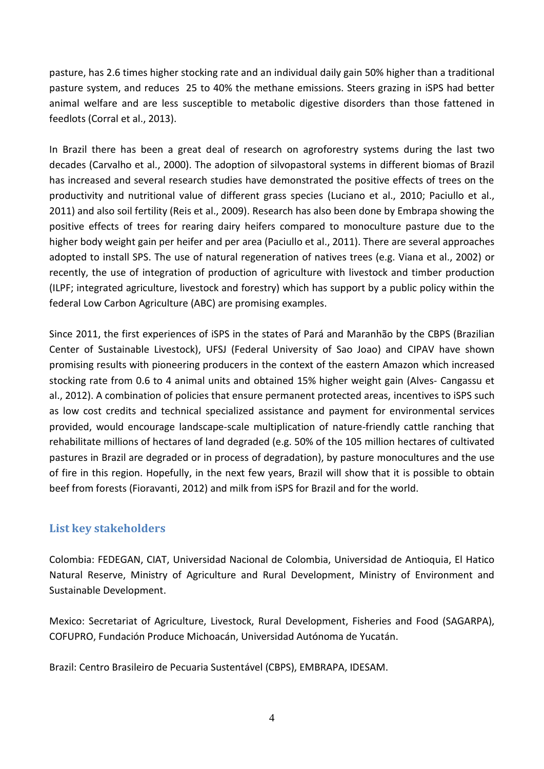pasture, has 2.6 times higher stocking rate and an individual daily gain 50% higher than a traditional pasture system, and reduces 25 to 40% the methane emissions. Steers grazing in iSPS had better animal welfare and are less susceptible to metabolic digestive disorders than those fattened in feedlots (Corral et al., 2013).

In Brazil there has been a great deal of research on agroforestry systems during the last two decades (Carvalho et al., 2000). The adoption of silvopastoral systems in different biomas of Brazil has increased and several research studies have demonstrated the positive effects of trees on the productivity and nutritional value of different grass species (Luciano et al., 2010; Paciullo et al., 2011) and also soil fertility (Reis et al., 2009). Research has also been done by Embrapa showing the positive effects of trees for rearing dairy heifers compared to monoculture pasture due to the higher body weight gain per heifer and per area (Paciullo et al., 2011). There are several approaches adopted to install SPS. The use of natural regeneration of natives trees (e.g. Viana et al., 2002) or recently, the use of integration of production of agriculture with livestock and timber production (ILPF; integrated agriculture, livestock and forestry) which has support by a public policy within the federal Low Carbon Agriculture (ABC) are promising examples.

Since 2011, the first experiences of iSPS in the states of Pará and Maranhão by the CBPS (Brazilian Center of Sustainable Livestock), UFSJ (Federal University of Sao Joao) and CIPAV have shown promising results with pioneering producers in the context of the eastern Amazon which increased stocking rate from 0.6 to 4 animal units and obtained 15% higher weight gain (Alves- Cangassu et al., 2012). A combination of policies that ensure permanent protected areas, incentives to iSPS such as low cost credits and technical specialized assistance and payment for environmental services provided, would encourage landscape-scale multiplication of nature-friendly cattle ranching that rehabilitate millions of hectares of land degraded (e.g. 50% of the 105 million hectares of cultivated pastures in Brazil are degraded or in process of degradation), by pasture monocultures and the use of fire in this region. Hopefully, in the next few years, Brazil will show that it is possible to obtain beef from forests (Fioravanti, 2012) and milk from iSPS for Brazil and for the world.

## List key stakeholders

Colombia: FEDEGAN, CIAT, Universidad Nacional de Colombia, Universidad de Antioquia, El Hatico Natural Reserve, Ministry of Agriculture and Rural Development, Ministry of Environment and Sustainable Development.

Mexico: Secretariat of Agriculture, Livestock, Rural Development, Fisheries and Food (SAGARPA), COFUPRO, Fundación Produce Michoacán, Universidad Autónoma de Yucatán.

Brazil: Centro Brasileiro de Pecuaria Sustentável (CBPS), EMBRAPA, IDESAM.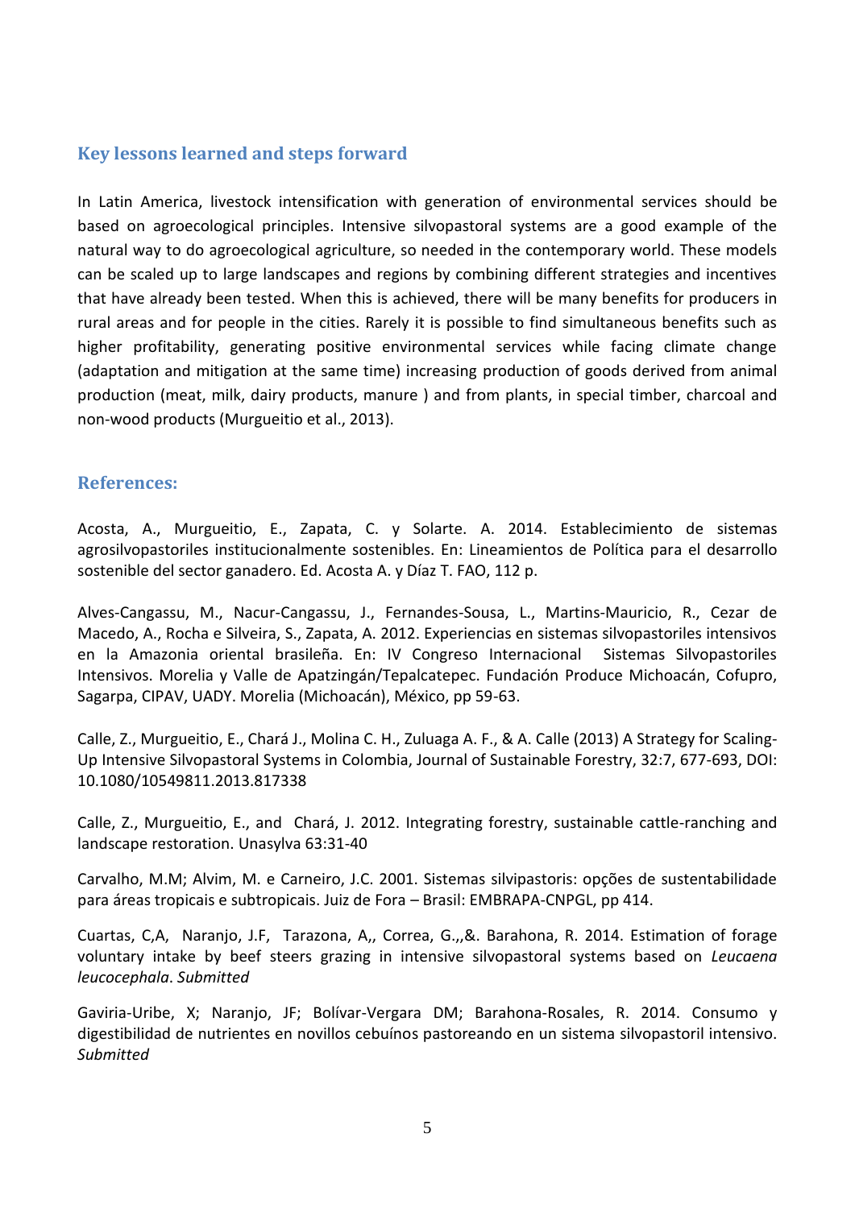## Key lessons learned and steps forward

In Latin America, livestock intensification with generation of environmental services should be based on agroecological principles. Intensive silvopastoral systems are a good example of the natural way to do agroecological agriculture, so needed in the contemporary world. These models can be scaled up to large landscapes and regions by combining different strategies and incentives that have already been tested. When this is achieved, there will be many benefits for producers in rural areas and for people in the cities. Rarely it is possible to find simultaneous benefits such as higher profitability, generating positive environmental services while facing climate change (adaptation and mitigation at the same time) increasing production of goods derived from animal production (meat, milk, dairy products, manure ) and from plants, in special timber, charcoal and non-wood products (Murgueitio et al., 2013).

## References:

Acosta, A., Murgueitio, E., Zapata, C. y Solarte. A. 2014. Establecimiento de sistemas agrosilvopastoriles institucionalmente sostenibles. En: Lineamientos de Política para el desarrollo sostenible del sector ganadero. Ed. Acosta A. y Díaz T. FAO, 112 p.

Alves-Cangassu, M., Nacur-Cangassu, J., Fernandes-Sousa, L., Martins-Mauricio, R., Cezar de Macedo, A., Rocha e Silveira, S., Zapata, A. 2012. Experiencias en sistemas silvopastoriles intensivos en la Amazonia oriental brasileña. En: IV Congreso Internacional Sistemas Silvopastoriles Intensivos. Morelia y Valle de Apatzingán/Tepalcatepec. Fundación Produce Michoacán, Cofupro, Sagarpa, CIPAV, UADY. Morelia (Michoacán), México, pp 59-63.

Calle, Z., Murgueitio, E., Chará J., Molina C. H., Zuluaga A. F., & A. Calle (2013) A Strategy for Scaling-Up Intensive Silvopastoral Systems in Colombia, Journal of Sustainable Forestry, 32:7, 677-693, DOI: 10.1080/10549811.2013.817338

Calle, Z., Murgueitio, E., and Chará, J. 2012. Integrating forestry, sustainable cattle-ranching and landscape restoration. Unasylva 63:31-40

Carvalho, M.M; Alvim, M. e Carneiro, J.C. 2001. Sistemas silvipastoris: opções de sustentabilidade para áreas tropicais e subtropicais. Juiz de Fora – Brasil: EMBRAPA-CNPGL, pp 414.

Cuartas, C,A, Naranjo, J.F, Tarazona, A,, Correa, G.,,&. Barahona, R. 2014. Estimation of forage voluntary intake by beef steers grazing in intensive silvopastoral systems based on *Leucaena leucocephala*. *Submitted*

Gaviria-Uribe, X; Naranjo, JF; Bolívar-Vergara DM; Barahona-Rosales, R. 2014. Consumo y digestibilidad de nutrientes en novillos cebuínos pastoreando en un sistema silvopastoril intensivo. *Submitted*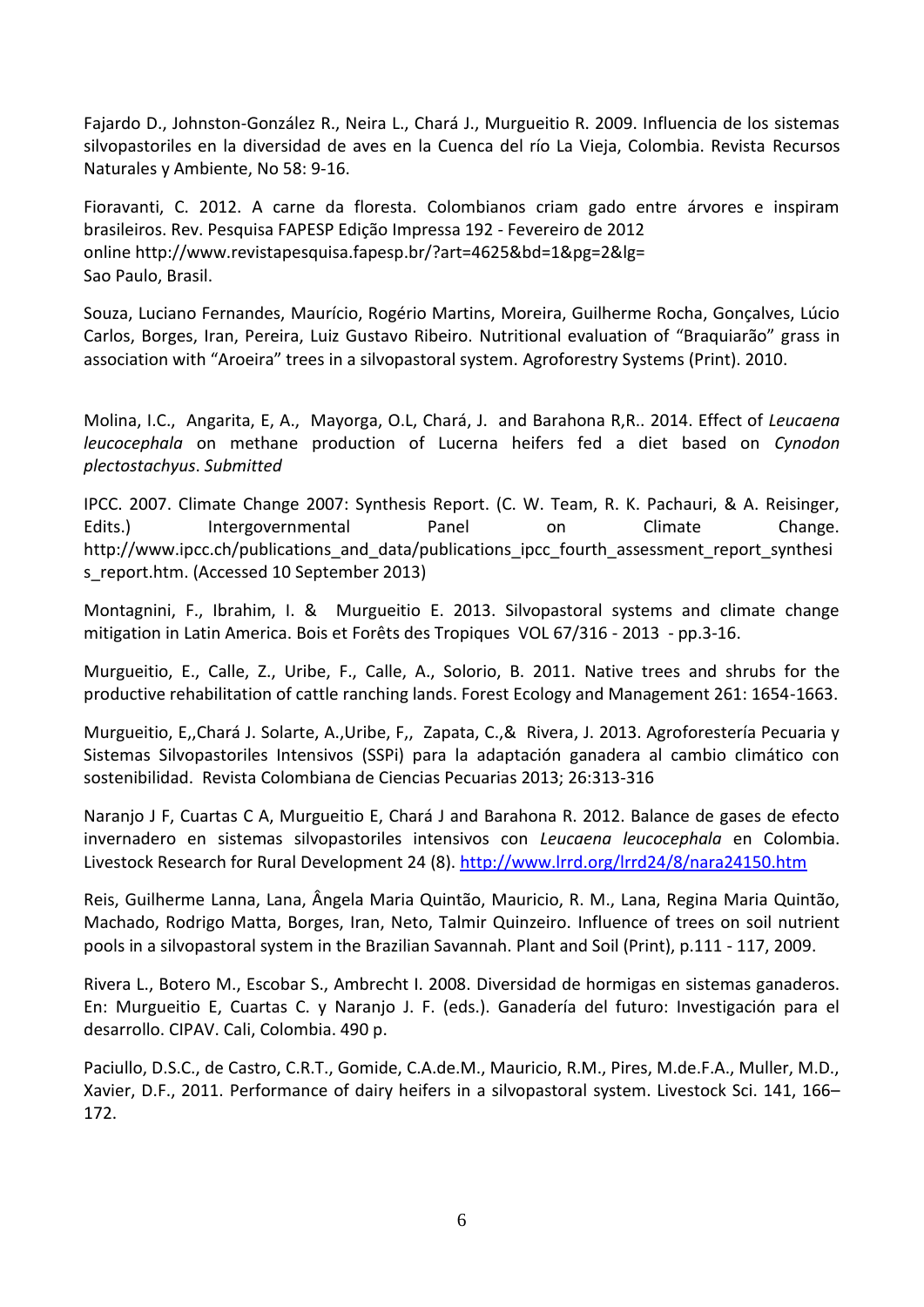Fajardo D., Johnston-González R., Neira L., Chará J., Murgueitio R. 2009. Influencia de los sistemas silvopastoriles en la diversidad de aves en la Cuenca del río La Vieja, Colombia. Revista Recursos Naturales y Ambiente, No 58: 9-16.

Fioravanti, C. 2012. A carne da floresta. Colombianos criam gado entre árvores e inspiram brasileiros. Rev. Pesquisa FAPESP Edição Impressa 192 - Fevereiro de 2012 online http://www.revistapesquisa.fapesp.br/?art=4625&bd=1&pg=2&lg= Sao Paulo, Brasil.

Souza, Luciano Fernandes, Maurício, Rogério Martins, Moreira, Guilherme Rocha, Gonçalves, Lúcio Carlos, Borges, Iran, Pereira, Luiz Gustavo Ribeiro. Nutritional evaluation of "Braquiarão" grass in association with "Aroeira" trees in a silvopastoral system. Agroforestry Systems (Print). 2010.

Molina, I.C., Angarita, E, A., Mayorga, O.L, Chará, J. and Barahona R,R.. 2014. Effect of *Leucaena leucocephala* on methane production of Lucerna heifers fed a diet based on *Cynodon plectostachyus*. *Submitted*

IPCC. 2007. Climate Change 2007: Synthesis Report. (C. W. Team, R. K. Pachauri, & A. Reisinger, Edits.) Intergovernmental Panel on Climate Change. http://www.ipcc.ch/publications_and_data/publications_ipcc_fourth_assessment_report_synthesis_report.htm. (Accessed 10 September 2013)

Montagnini, F., Ibrahim, I. & Murgueitio E. 2013. Silvopastoral systems and climate change mitigation in Latin America. Bois et Forêts des Tropiques VOL 67/316 - 2013 - pp.3-16.

Murgueitio, E., Calle, Z., Uribe, F., Calle, A., Solorio, B. 2011. Native trees and shrubs for the productive rehabilitation of cattle ranching lands. Forest Ecology and Management 261: 1654-1663.

Murgueitio, E,,Chará J. Solarte, A.,Uribe, F,, Zapata, C.,& Rivera, J. 2013. Agroforestería Pecuaria y Sistemas Silvopastoriles Intensivos (SSPi) para la adaptación ganadera al cambio climático con sostenibilidad. Revista Colombiana de Ciencias Pecuarias 2013; 26:313-316

Naranjo J F, Cuartas C A, Murgueitio E, Chará J and Barahona R. 2012. Balance de gases de efecto invernadero en sistemas silvopastoriles intensivos con *Leucaena leucocephala* en Colombia. Livestock Research for Rural Development 24 (8). http://www.lrrd.org/lrrd24/8/nara24150.htm

Reis, Guilherme Lanna, Lana, Ângela Maria Quintão, Mauricio, R. M., Lana, Regina Maria Quintão, Machado, Rodrigo Matta, Borges, Iran, Neto, Talmir Quinzeiro. Influence of trees on soil nutrient pools in a silvopastoral system in the Brazilian Savannah. Plant and Soil (Print), p.111 - 117, 2009.

Rivera L., Botero M., Escobar S., Ambrecht I. 2008. Diversidad de hormigas en sistemas ganaderos. En: Murgueitio E, Cuartas C. y Naranjo J. F. (eds.). Ganadería del futuro: Investigación para el desarrollo. CIPAV. Cali, Colombia. 490 p.

Paciullo, D.S.C., de Castro, C.R.T., Gomide, C.A.de.M., Mauricio, R.M., Pires, M.de.F.A., Muller, M.D., Xavier, D.F., 2011. Performance of dairy heifers in a silvopastoral system. Livestock Sci. 141, 166–172.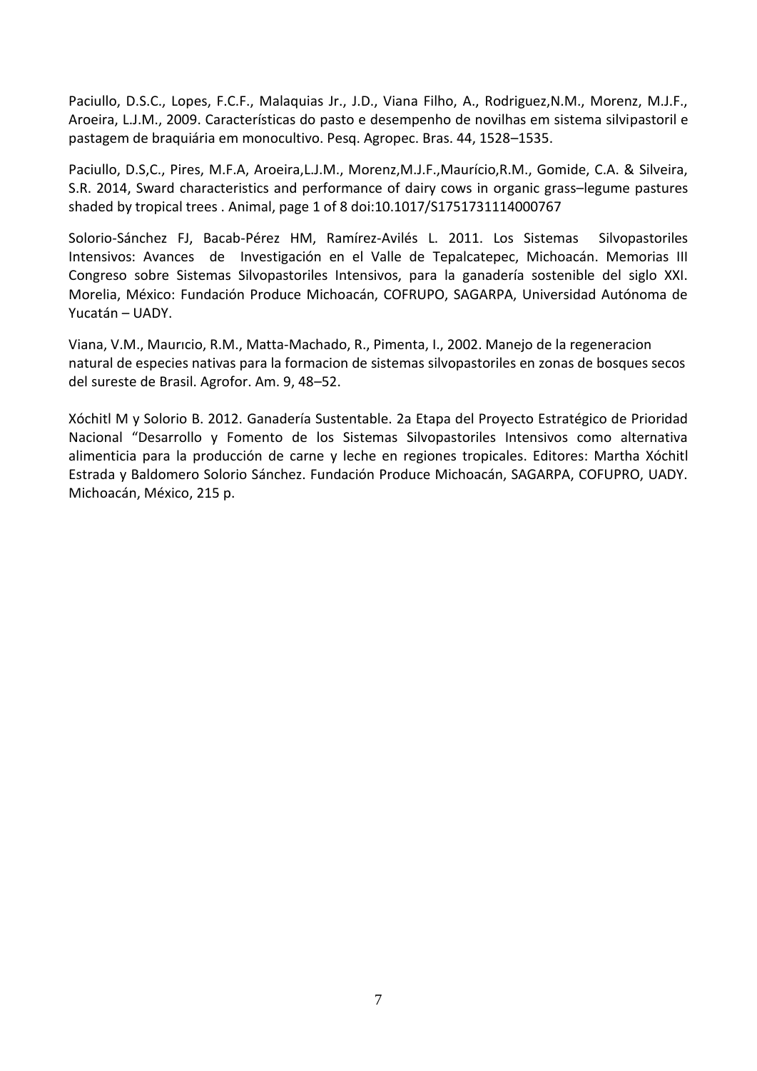Paciullo, D.S.C., Lopes, F.C.F., Malaquias Jr., J.D., Viana Filho, A., Rodriguez,N.M., Morenz, M.J.F., Aroeira, L.J.M., 2009. Características do pasto e desempenho de novilhas em sistema silvipastoril e pastagem de braquiária em monocultivo. Pesq. Agropec. Bras. 44, 1528–1535.

Paciullo, D.S,C., Pires, M.F.A, Aroeira,L.J.M., Morenz,M.J.F.,Maurício,R.M., Gomide, C.A. & Silveira, S.R. 2014, Sward characteristics and performance of dairy cows in organic grass–legume pastures shaded by tropical trees . Animal, page 1 of 8 doi:10.1017/S1751731114000767

Solorio-Sánchez FJ, Bacab-Pérez HM, Ramírez-Avilés L. 2011. Los Sistemas Silvopastoriles Intensivos: Avances de Investigación en el Valle de Tepalcatepec, Michoacán. Memorias III Congreso sobre Sistemas Silvopastoriles Intensivos, para la ganadería sostenible del siglo XXI. Morelia, México: Fundación Produce Michoacán, COFRUPO, SAGARPA, Universidad Autónoma de Yucatán – UADY.

Viana, V.M., Maurıcio, R.M., Matta-Machado, R., Pimenta, I., 2002. Manejo de la regeneracion natural de especies nativas para la formacion de sistemas silvopastoriles en zonas de bosques secos del sureste de Brasil. Agrofor. Am. 9, 48–52.

Xóchitl M y Solorio B. 2012. Ganadería Sustentable. 2a Etapa del Proyecto Estratégico de Prioridad Nacional "Desarrollo y Fomento de los Sistemas Silvopastoriles Intensivos como alternativa alimenticia para la producción de carne y leche en regiones tropicales. Editores: Martha Xóchitl Estrada y Baldomero Solorio Sánchez. Fundación Produce Michoacán, SAGARPA, COFUPRO, UADY. Michoacán, México, 215 p.